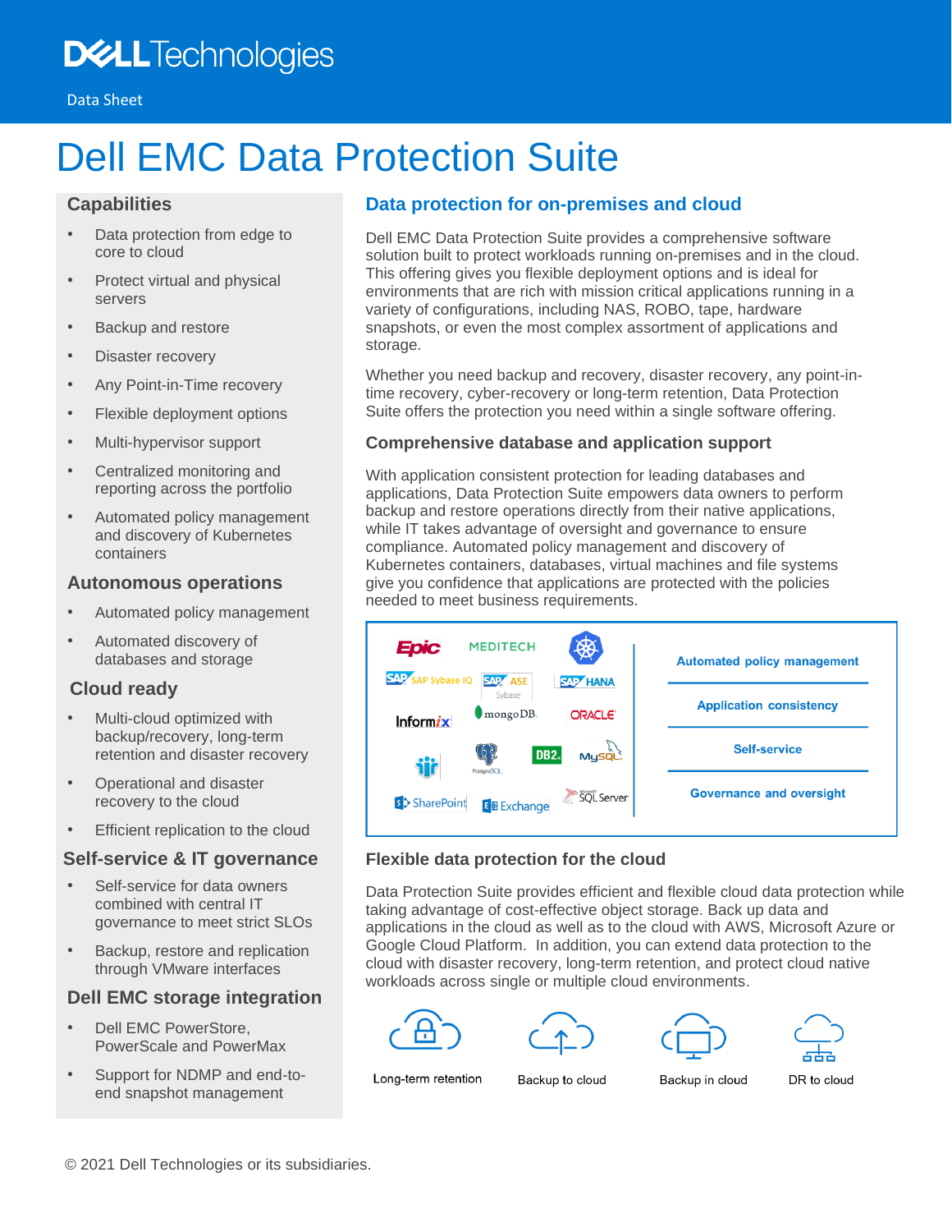Data Sheet

# Dell EMC Data Protection Suite

## Data protection for on-premises and cloud

Dell EMC Data Protection Suite provides a comprehensive software solution built to protect workloads running on-premises and in the cloud. This offering gives you flexible deployment options and is ideal for environments that are rich with mission critical applications running in a variety of configurations, including NAS, ROBO, tape, hardware snapshots, or even the most complex assortment of applications and storage.

Whether you need backup and recovery, disaster recovery, any point-in-time recovery, cyber-recovery or long-term retention, Data Protection Suite offers the protection you need within a single software offering.

### Comprehensive database and application support

With application consistent protection for leading databases and applications, Data Protection Suite empowers data owners to perform backup and restore operations directly from their native applications, while IT takes advantage of oversight and governance to ensure compliance. Automated policy management and discovery of Kubernetes containers, databases, virtual machines and file systems give you confidence that applications are protected with the policies needed to meet business requirements.

Epic, MEDITECH, SAP Sybase IQ, SAP ASE Sybase, SAP HANA, Informix, mongoDB, ORACLE, PostgreSQL, DB2, MySQL, SharePoint, Exchange, SQL Server

- Automated policy management
- Application consistency
- Self-service
- Governance and oversight

### Flexible data protection for the cloud

Data Protection Suite provides efficient and flexible cloud data protection while taking advantage of cost-effective object storage. Back up data and applications in the cloud as well as to the cloud with AWS, Microsoft Azure or Google Cloud Platform. In addition, you can extend data protection to the cloud with disaster recovery, long-term retention, and protect cloud native workloads across single or multiple cloud environments.

Long-term retention | Backup to cloud | Backup in cloud | DR to cloud

## Capabilities

- Data protection from edge to core to cloud
- Protect virtual and physical servers
- Backup and restore
- Disaster recovery
- Any Point-in-Time recovery
- Flexible deployment options
- Multi-hypervisor support
- Centralized monitoring and reporting across the portfolio
- Automated policy management and discovery of Kubernetes containers

## Autonomous operations

- Automated policy management
- Automated discovery of databases and storage

## Cloud ready

- Multi-cloud optimized with backup/recovery, long-term retention and disaster recovery
- Operational and disaster recovery to the cloud
- Efficient replication to the cloud

## Self-service & IT governance

- Self-service for data owners combined with central IT governance to meet strict SLOs
- Backup, restore and replication through VMware interfaces

## Dell EMC storage integration

- Dell EMC PowerStore, PowerScale and PowerMax
- Support for NDMP and end-to-end snapshot management

© 2021 Dell Technologies or its subsidiaries.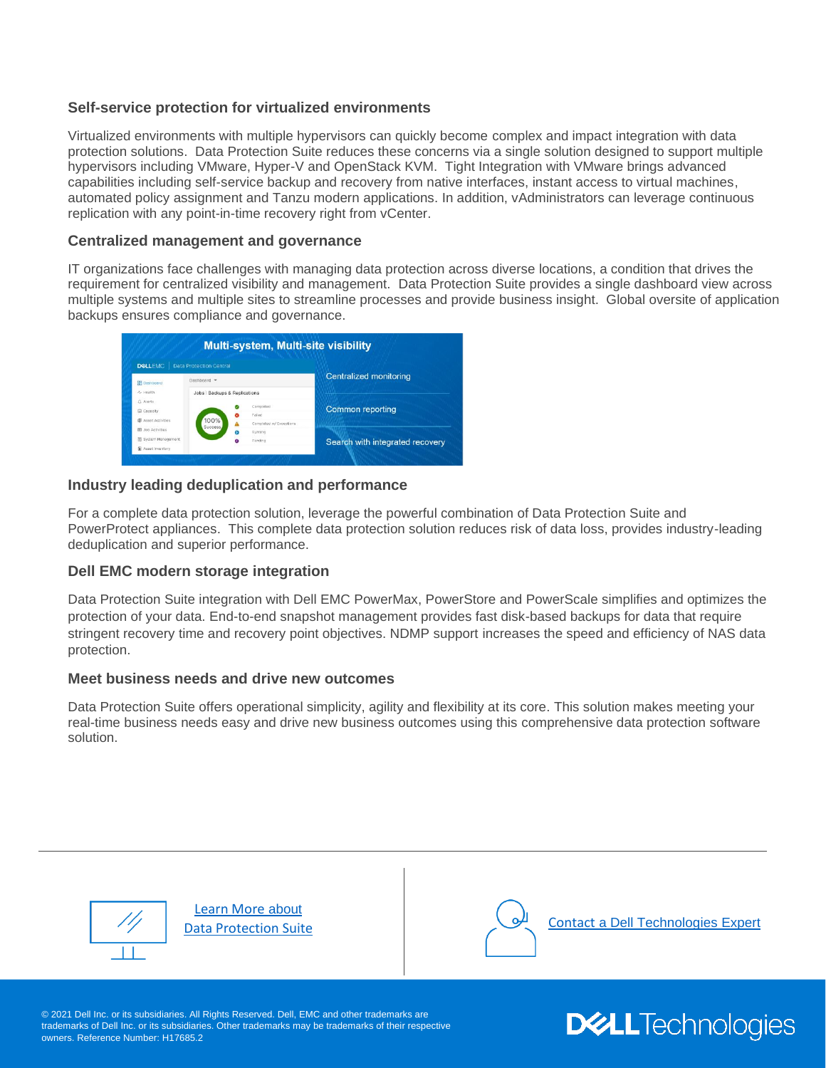### Self-service protection for virtualized environments

Virtualized environments with multiple hypervisors can quickly become complex and impact integration with data protection solutions. Data Protection Suite reduces these concerns via a single solution designed to support multiple hypervisors including VMware, Hyper-V and OpenStack KVM. Tight Integration with VMware brings advanced capabilities including self-service backup and recovery from native interfaces, instant access to virtual machines, automated policy assignment and Tanzu modern applications. In addition, vAdministrators can leverage continuous replication with any point-in-time recovery right from vCenter.

### Centralized management and governance

IT organizations face challenges with managing data protection across diverse locations, a condition that drives the requirement for centralized visibility and management. Data Protection Suite provides a single dashboard view across multiple systems and multiple sites to streamline processes and provide business insight. Global oversite of application backups ensures compliance and governance.

Multi-system, Multi-site visibility

Centralized monitoring

Common reporting

Search with integrated recovery

### Industry leading deduplication and performance

For a complete data protection solution, leverage the powerful combination of Data Protection Suite and PowerProtect appliances. This complete data protection solution reduces risk of data loss, provides industry-leading deduplication and superior performance.

### Dell EMC modern storage integration

Data Protection Suite integration with Dell EMC PowerMax, PowerStore and PowerScale simplifies and optimizes the protection of your data. End-to-end snapshot management provides fast disk-based backups for data that require stringent recovery time and recovery point objectives. NDMP support increases the speed and efficiency of NAS data protection.

### Meet business needs and drive new outcomes

Data Protection Suite offers operational simplicity, agility and flexibility at its core. This solution makes meeting your real-time business needs easy and drive new business outcomes using this comprehensive data protection software solution.

Learn More about Data Protection Suite

Contact a Dell Technologies Expert

© 2021 Dell Inc. or its subsidiaries. All Rights Reserved. Dell, EMC and other trademarks are trademarks of Dell Inc. or its subsidiaries. Other trademarks may be trademarks of their respective owners. Reference Number: H17685.2